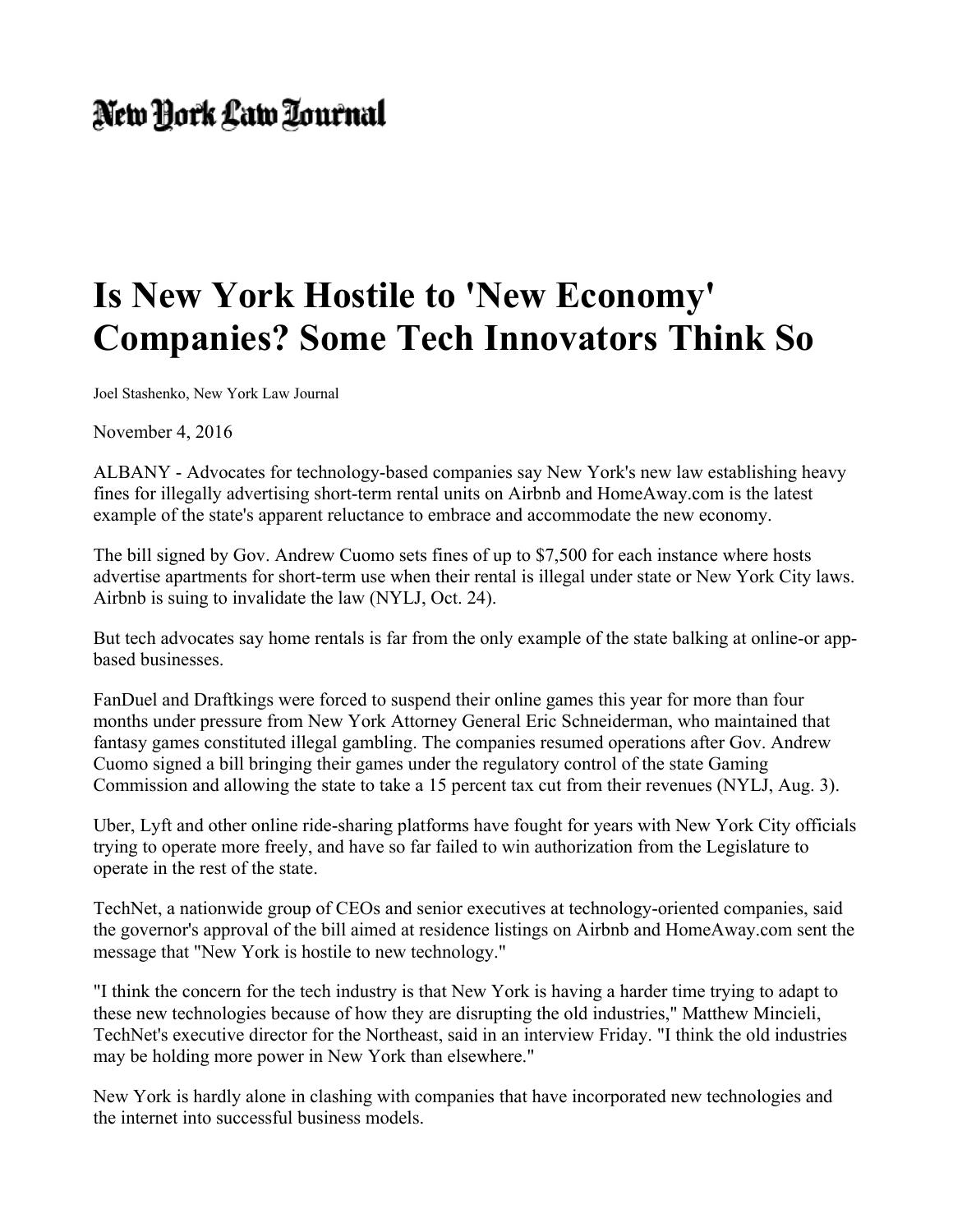New York Law Journal

# Is New York Hostile to 'New Economy' Companies? Some Tech Innovators Think So

Joel Stashenko, New York Law Journal

November 4, 2016

ALBANY - Advocates for technology-based companies say New York's new law establishing heavy fines for illegally advertising short-term rental units on Airbnb and HomeAway.com is the latest example of the state's apparent reluctance to embrace and accommodate the new economy.

The bill signed by Gov. Andrew Cuomo sets fines of up to $7,500 for each instance where hosts advertise apartments for short-term use when their rental is illegal under state or New York City laws. Airbnb is suing to invalidate the law (NYLJ, Oct. 24).

But tech advocates say home rentals is far from the only example of the state balking at online-or app-based businesses.

FanDuel and Draftkings were forced to suspend their online games this year for more than four months under pressure from New York Attorney General Eric Schneiderman, who maintained that fantasy games constituted illegal gambling. The companies resumed operations after Gov. Andrew Cuomo signed a bill bringing their games under the regulatory control of the state Gaming Commission and allowing the state to take a 15 percent tax cut from their revenues (NYLJ, Aug. 3).

Uber, Lyft and other online ride-sharing platforms have fought for years with New York City officials trying to operate more freely, and have so far failed to win authorization from the Legislature to operate in the rest of the state.

TechNet, a nationwide group of CEOs and senior executives at technology-oriented companies, said the governor's approval of the bill aimed at residence listings on Airbnb and HomeAway.com sent the message that "New York is hostile to new technology."

"I think the concern for the tech industry is that New York is having a harder time trying to adapt to these new technologies because of how they are disrupting the old industries," Matthew Mincieli, TechNet's executive director for the Northeast, said in an interview Friday. "I think the old industries may be holding more power in New York than elsewhere."

New York is hardly alone in clashing with companies that have incorporated new technologies and the internet into successful business models.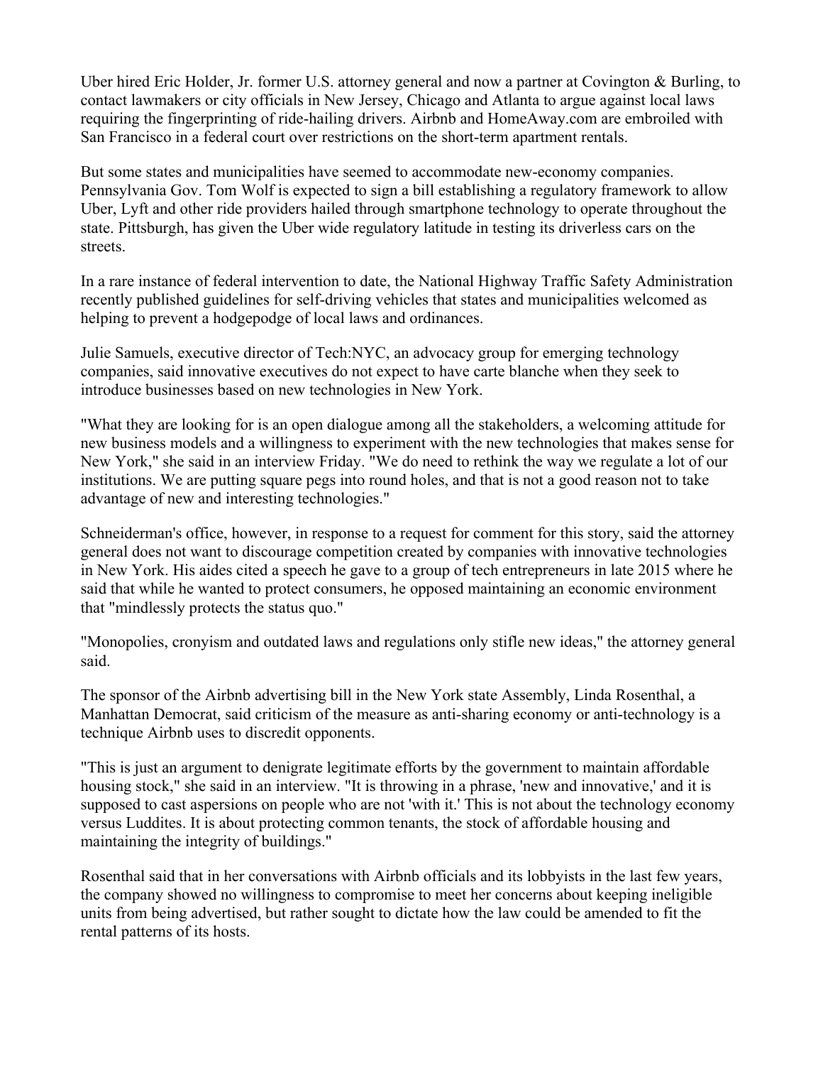Uber hired Eric Holder, Jr. former U.S. attorney general and now a partner at Covington & Burling, to contact lawmakers or city officials in New Jersey, Chicago and Atlanta to argue against local laws requiring the fingerprinting of ride-hailing drivers. Airbnb and HomeAway.com are embroiled with San Francisco in a federal court over restrictions on the short-term apartment rentals.

But some states and municipalities have seemed to accommodate new-economy companies. Pennsylvania Gov. Tom Wolf is expected to sign a bill establishing a regulatory framework to allow Uber, Lyft and other ride providers hailed through smartphone technology to operate throughout the state. Pittsburgh, has given the Uber wide regulatory latitude in testing its driverless cars on the streets.

In a rare instance of federal intervention to date, the National Highway Traffic Safety Administration recently published guidelines for self-driving vehicles that states and municipalities welcomed as helping to prevent a hodgepodge of local laws and ordinances.

Julie Samuels, executive director of Tech:NYC, an advocacy group for emerging technology companies, said innovative executives do not expect to have carte blanche when they seek to introduce businesses based on new technologies in New York.

"What they are looking for is an open dialogue among all the stakeholders, a welcoming attitude for new business models and a willingness to experiment with the new technologies that makes sense for New York," she said in an interview Friday. "We do need to rethink the way we regulate a lot of our institutions. We are putting square pegs into round holes, and that is not a good reason not to take advantage of new and interesting technologies."

Schneiderman's office, however, in response to a request for comment for this story, said the attorney general does not want to discourage competition created by companies with innovative technologies in New York. His aides cited a speech he gave to a group of tech entrepreneurs in late 2015 where he said that while he wanted to protect consumers, he opposed maintaining an economic environment that "mindlessly protects the status quo."

"Monopolies, cronyism and outdated laws and regulations only stifle new ideas," the attorney general said.

The sponsor of the Airbnb advertising bill in the New York state Assembly, Linda Rosenthal, a Manhattan Democrat, said criticism of the measure as anti-sharing economy or anti-technology is a technique Airbnb uses to discredit opponents.

"This is just an argument to denigrate legitimate efforts by the government to maintain affordable housing stock," she said in an interview. "It is throwing in a phrase, 'new and innovative,' and it is supposed to cast aspersions on people who are not 'with it.' This is not about the technology economy versus Luddites. It is about protecting common tenants, the stock of affordable housing and maintaining the integrity of buildings."

Rosenthal said that in her conversations with Airbnb officials and its lobbyists in the last few years, the company showed no willingness to compromise to meet her concerns about keeping ineligible units from being advertised, but rather sought to dictate how the law could be amended to fit the rental patterns of its hosts.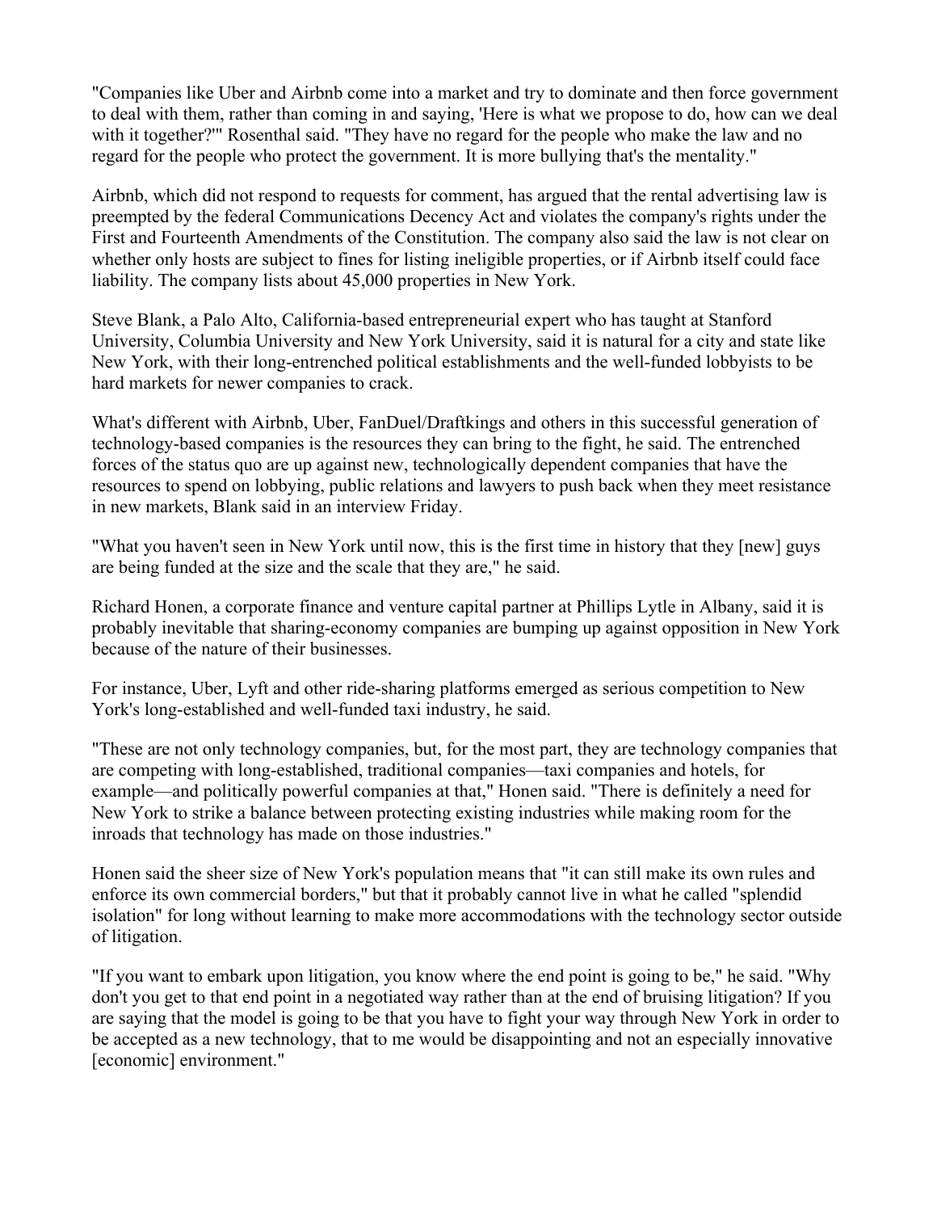"Companies like Uber and Airbnb come into a market and try to dominate and then force government to deal with them, rather than coming in and saying, 'Here is what we propose to do, how can we deal with it together?'" Rosenthal said. "They have no regard for the people who make the law and no regard for the people who protect the government. It is more bullying that's the mentality."

Airbnb, which did not respond to requests for comment, has argued that the rental advertising law is preempted by the federal Communications Decency Act and violates the company's rights under the First and Fourteenth Amendments of the Constitution. The company also said the law is not clear on whether only hosts are subject to fines for listing ineligible properties, or if Airbnb itself could face liability. The company lists about 45,000 properties in New York.

Steve Blank, a Palo Alto, California-based entrepreneurial expert who has taught at Stanford University, Columbia University and New York University, said it is natural for a city and state like New York, with their long-entrenched political establishments and the well-funded lobbyists to be hard markets for newer companies to crack.

What's different with Airbnb, Uber, FanDuel/Draftkings and others in this successful generation of technology-based companies is the resources they can bring to the fight, he said. The entrenched forces of the status quo are up against new, technologically dependent companies that have the resources to spend on lobbying, public relations and lawyers to push back when they meet resistance in new markets, Blank said in an interview Friday.

"What you haven't seen in New York until now, this is the first time in history that they [new] guys are being funded at the size and the scale that they are," he said.

Richard Honen, a corporate finance and venture capital partner at Phillips Lytle in Albany, said it is probably inevitable that sharing-economy companies are bumping up against opposition in New York because of the nature of their businesses.

For instance, Uber, Lyft and other ride-sharing platforms emerged as serious competition to New York's long-established and well-funded taxi industry, he said.

"These are not only technology companies, but, for the most part, they are technology companies that are competing with long-established, traditional companies—taxi companies and hotels, for example—and politically powerful companies at that," Honen said. "There is definitely a need for New York to strike a balance between protecting existing industries while making room for the inroads that technology has made on those industries."

Honen said the sheer size of New York's population means that "it can still make its own rules and enforce its own commercial borders," but that it probably cannot live in what he called "splendid isolation" for long without learning to make more accommodations with the technology sector outside of litigation.

"If you want to embark upon litigation, you know where the end point is going to be," he said. "Why don't you get to that end point in a negotiated way rather than at the end of bruising litigation? If you are saying that the model is going to be that you have to fight your way through New York in order to be accepted as a new technology, that to me would be disappointing and not an especially innovative [economic] environment."